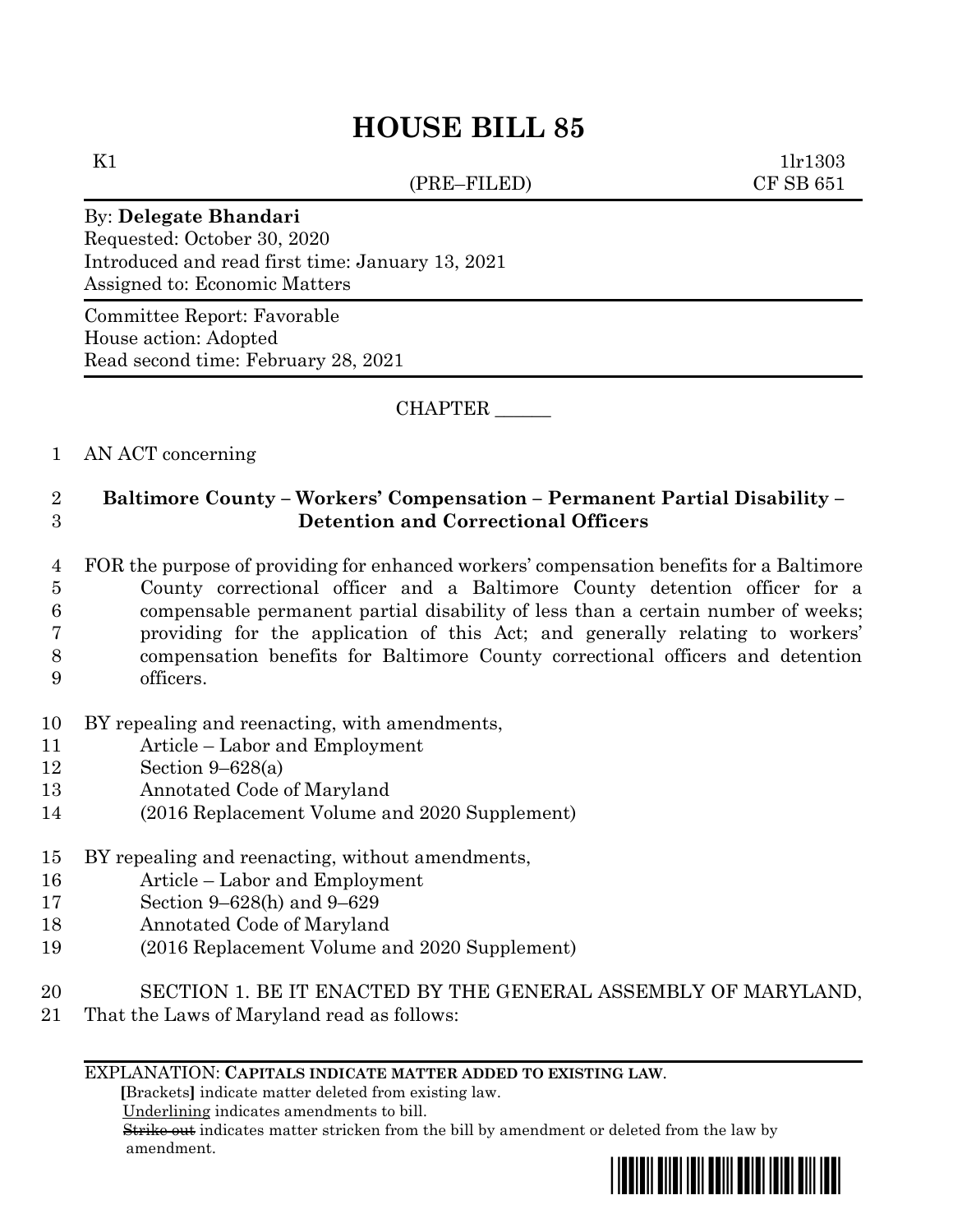# HOUSE BILL 85

K1 1lr1303

(PRE–FILED) CF SB 651

By: **Delegate Bhandari**
Requested: October 30, 2020
Introduced and read first time: January 13, 2021
Assigned to: Economic Matters

Committee Report: Favorable
House action: Adopted
Read second time: February 28, 2021

CHAPTER ______

AN ACT concerning

**Baltimore County – Workers' Compensation – Permanent Partial Disability – Detention and Correctional Officers**

FOR the purpose of providing for enhanced workers' compensation benefits for a Baltimore County correctional officer and a Baltimore County detention officer for a compensable permanent partial disability of less than a certain number of weeks; providing for the application of this Act; and generally relating to workers' compensation benefits for Baltimore County correctional officers and detention officers.

BY repealing and reenacting, with amendments,
Article – Labor and Employment
Section 9–628(a)
Annotated Code of Maryland
(2016 Replacement Volume and 2020 Supplement)

BY repealing and reenacting, without amendments,
Article – Labor and Employment
Section 9–628(h) and 9–629
Annotated Code of Maryland
(2016 Replacement Volume and 2020 Supplement)

SECTION 1. BE IT ENACTED BY THE GENERAL ASSEMBLY OF MARYLAND, That the Laws of Maryland read as follows:

EXPLANATION: **CAPITALS INDICATE MATTER ADDED TO EXISTING LAW.**
**[**Brackets**]** indicate matter deleted from existing law.
Underlining indicates amendments to bill.
~~Strike out~~ indicates matter stricken from the bill by amendment or deleted from the law by amendment.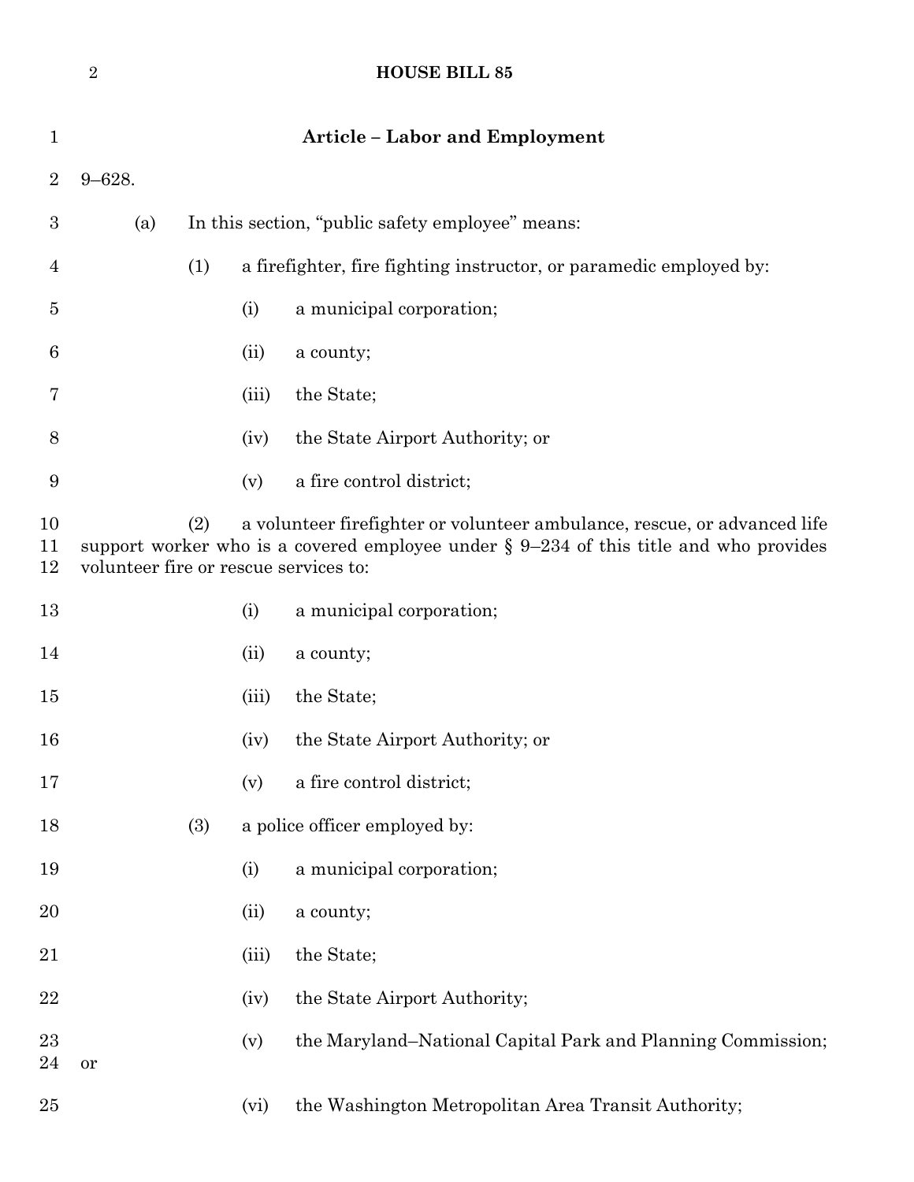## Article – Labor and Employment

9–628.

(a) In this section, "public safety employee" means:

(1) a firefighter, fire fighting instructor, or paramedic employed by:

(i) a municipal corporation;

(ii) a county;

(iii) the State;

(iv) the State Airport Authority; or

(v) a fire control district;

(2) a volunteer firefighter or volunteer ambulance, rescue, or advanced life support worker who is a covered employee under § 9–234 of this title and who provides volunteer fire or rescue services to:

(i) a municipal corporation;

(ii) a county;

(iii) the State;

(iv) the State Airport Authority; or

(v) a fire control district;

(3) a police officer employed by:

(i) a municipal corporation;

(ii) a county;

(iii) the State;

(iv) the State Airport Authority;

(v) the Maryland–National Capital Park and Planning Commission; or

(vi) the Washington Metropolitan Area Transit Authority;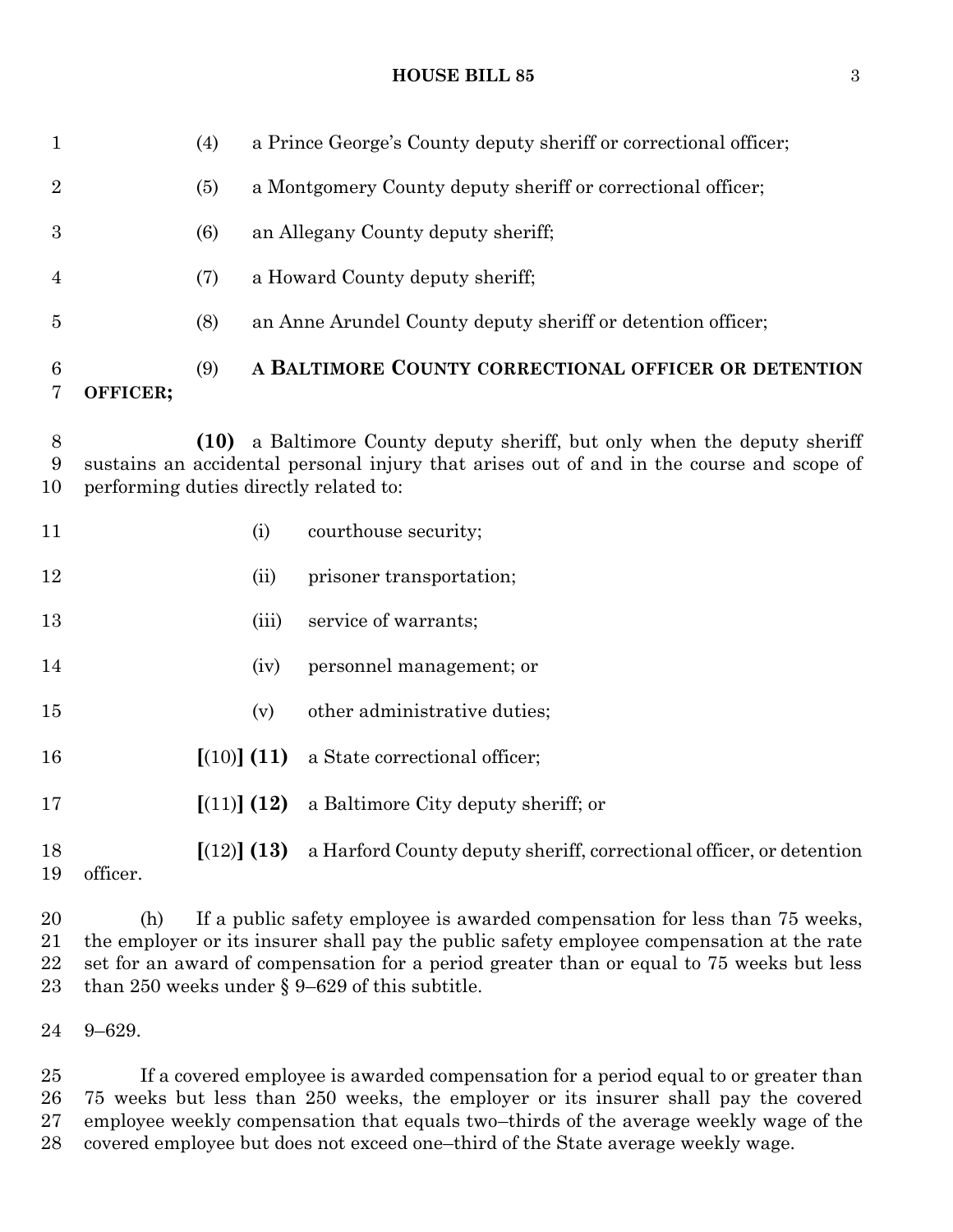(4) a Prince George's County deputy sheriff or correctional officer;

(5) a Montgomery County deputy sheriff or correctional officer;

(6) an Allegany County deputy sheriff;

(7) a Howard County deputy sheriff;

(8) an Anne Arundel County deputy sheriff or detention officer;

(9) **A BALTIMORE COUNTY CORRECTIONAL OFFICER OR DETENTION OFFICER;**

**(10)** a Baltimore County deputy sheriff, but only when the deputy sheriff sustains an accidental personal injury that arises out of and in the course and scope of performing duties directly related to:

(i) courthouse security;

(ii) prisoner transportation;

(iii) service of warrants;

(iv) personnel management; or

(v) other administrative duties;

**[**(10)**] (11)** a State correctional officer;

**[**(11)**] (12)** a Baltimore City deputy sheriff; or

**[**(12)**] (13)** a Harford County deputy sheriff, correctional officer, or detention officer.

(h) If a public safety employee is awarded compensation for less than 75 weeks, the employer or its insurer shall pay the public safety employee compensation at the rate set for an award of compensation for a period greater than or equal to 75 weeks but less than 250 weeks under § 9–629 of this subtitle.

9–629.

If a covered employee is awarded compensation for a period equal to or greater than 75 weeks but less than 250 weeks, the employer or its insurer shall pay the covered employee weekly compensation that equals two–thirds of the average weekly wage of the covered employee but does not exceed one–third of the State average weekly wage.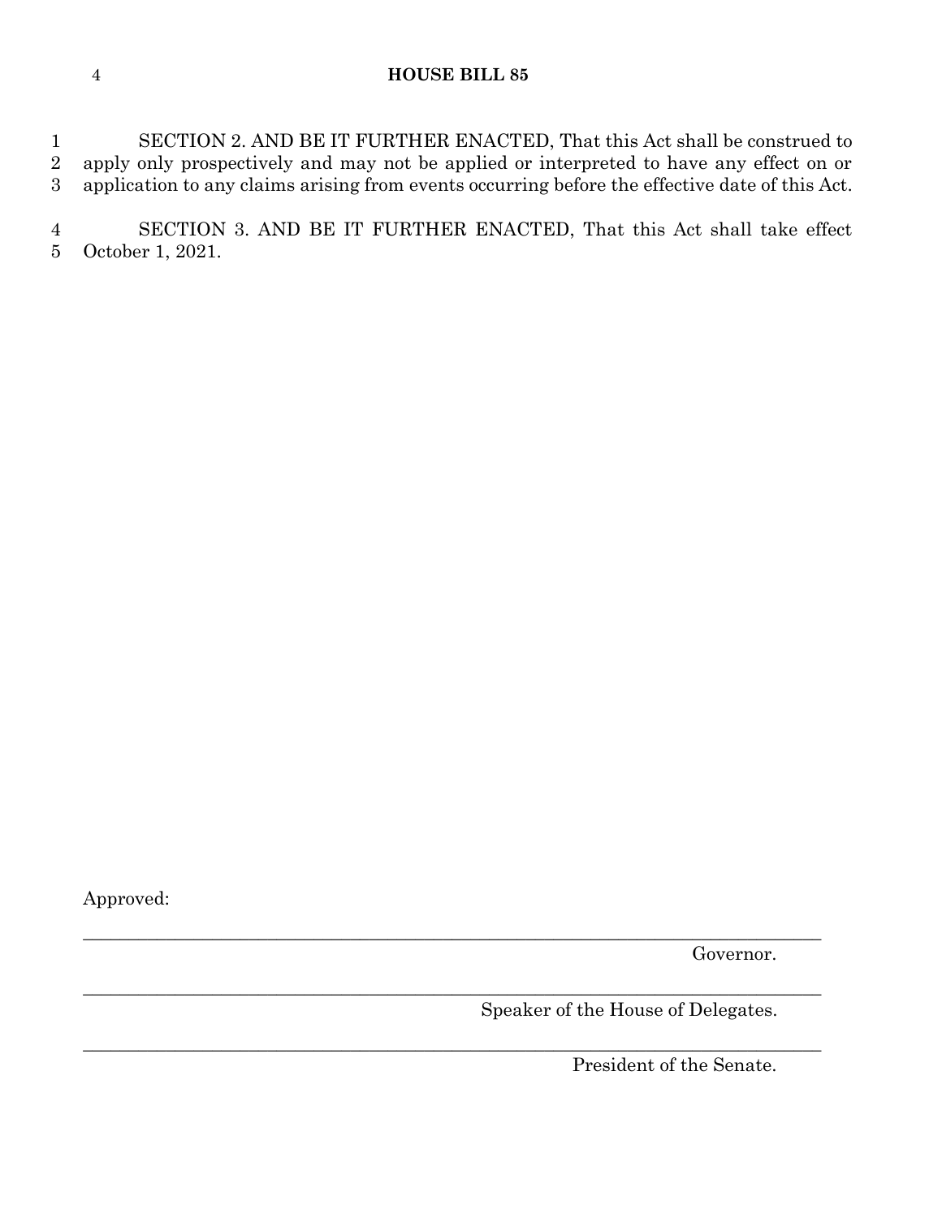SECTION 2. AND BE IT FURTHER ENACTED, That this Act shall be construed to apply only prospectively and may not be applied or interpreted to have any effect on or application to any claims arising from events occurring before the effective date of this Act.

SECTION 3. AND BE IT FURTHER ENACTED, That this Act shall take effect October 1, 2021.

Approved:

\_\_\_\_\_\_\_\_\_\_\_\_\_\_\_\_\_\_\_\_\_\_\_\_\_\_\_\_\_\_\_\_\_\_\_\_\_\_\_\_

Governor.

\_\_\_\_\_\_\_\_\_\_\_\_\_\_\_\_\_\_\_\_\_\_\_\_\_\_\_\_\_\_\_\_\_\_\_\_\_\_\_\_

Speaker of the House of Delegates.

\_\_\_\_\_\_\_\_\_\_\_\_\_\_\_\_\_\_\_\_\_\_\_\_\_\_\_\_\_\_\_\_\_\_\_\_\_\_\_\_

President of the Senate.